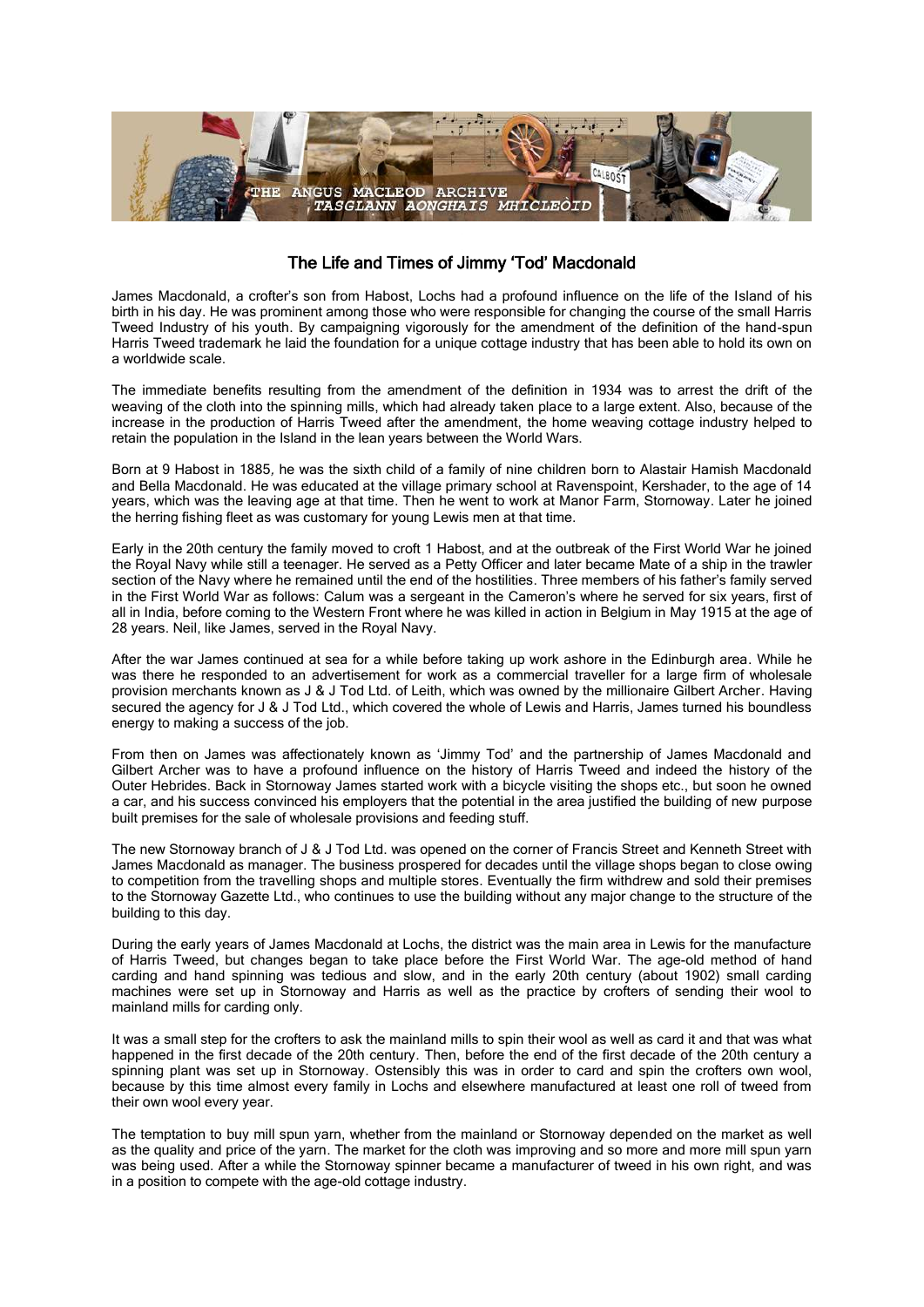# The Life and Times of Jimmy 'Tod' Macdonald

James Macdonald, a crofter's son from Habost, Lochs had a profound influence on the life of the Island of his birth in his day. He was prominent among those who were responsible for changing the course of the small Harris Tweed Industry of his youth. By campaigning vigorously for the amendment of the definition of the hand-spun Harris Tweed trademark he laid the foundation for a unique cottage industry that has been able to hold its own on a worldwide scale.

The immediate benefits resulting from the amendment of the definition in 1934 was to arrest the drift of the weaving of the cloth into the spinning mills, which had already taken place to a large extent. Also, because of the increase in the production of Harris Tweed after the amendment, the home weaving cottage industry helped to retain the population in the Island in the lean years between the World Wars.

Born at 9 Habost in 1885, he was the sixth child of a family of nine children born to Alastair Hamish Macdonald and Bella Macdonald. He was educated at the village primary school at Ravenspoint, Kershader, to the age of 14 years, which was the leaving age at that time. Then he went to work at Manor Farm, Stornoway. Later he joined the herring fishing fleet as was customary for young Lewis men at that time.

Early in the 20th century the family moved to croft 1 Habost, and at the outbreak of the First World War he joined the Royal Navy while still a teenager. He served as a Petty Officer and later became Mate of a ship in the trawler section of the Navy where he remained until the end of the hostilities. Three members of his father's family served in the First World War as follows: Calum was a sergeant in the Cameron's where he served for six years, first of all in India, before coming to the Western Front where he was killed in action in Belgium in May 1915 at the age of 28 years. Neil, like James, served in the Royal Navy.

After the war James continued at sea for a while before taking up work ashore in the Edinburgh area. While he was there he responded to an advertisement for work as a commercial traveller for a large firm of wholesale provision merchants known as J & J Tod Ltd. of Leith, which was owned by the millionaire Gilbert Archer. Having secured the agency for J & J Tod Ltd., which covered the whole of Lewis and Harris, James turned his boundless energy to making a success of the job.

From then on James was affectionately known as 'Jimmy Tod' and the partnership of James Macdonald and Gilbert Archer was to have a profound influence on the history of Harris Tweed and indeed the history of the Outer Hebrides. Back in Stornoway James started work with a bicycle visiting the shops etc., but soon he owned a car, and his success convinced his employers that the potential in the area justified the building of new purpose built premises for the sale of wholesale provisions and feeding stuff.

The new Stornoway branch of J & J Tod Ltd. was opened on the corner of Francis Street and Kenneth Street with James Macdonald as manager. The business prospered for decades until the village shops began to close owing to competition from the travelling shops and multiple stores. Eventually the firm withdrew and sold their premises to the Stornoway Gazette Ltd., who continues to use the building without any major change to the structure of the building to this day.

During the early years of James Macdonald at Lochs, the district was the main area in Lewis for the manufacture of Harris Tweed, but changes began to take place before the First World War. The age-old method of hand carding and hand spinning was tedious and slow, and in the early 20th century (about 1902) small carding machines were set up in Stornoway and Harris as well as the practice by crofters of sending their wool to mainland mills for carding only.

It was a small step for the crofters to ask the mainland mills to spin their wool as well as card it and that was what happened in the first decade of the 20th century. Then, before the end of the first decade of the 20th century a spinning plant was set up in Stornoway. Ostensibly this was in order to card and spin the crofters own wool, because by this time almost every family in Lochs and elsewhere manufactured at least one roll of tweed from their own wool every year.

The temptation to buy mill spun yarn, whether from the mainland or Stornoway depended on the market as well as the quality and price of the yarn. The market for the cloth was improving and so more and more mill spun yarn was being used. After a while the Stornoway spinner became a manufacturer of tweed in his own right, and was in a position to compete with the age-old cottage industry.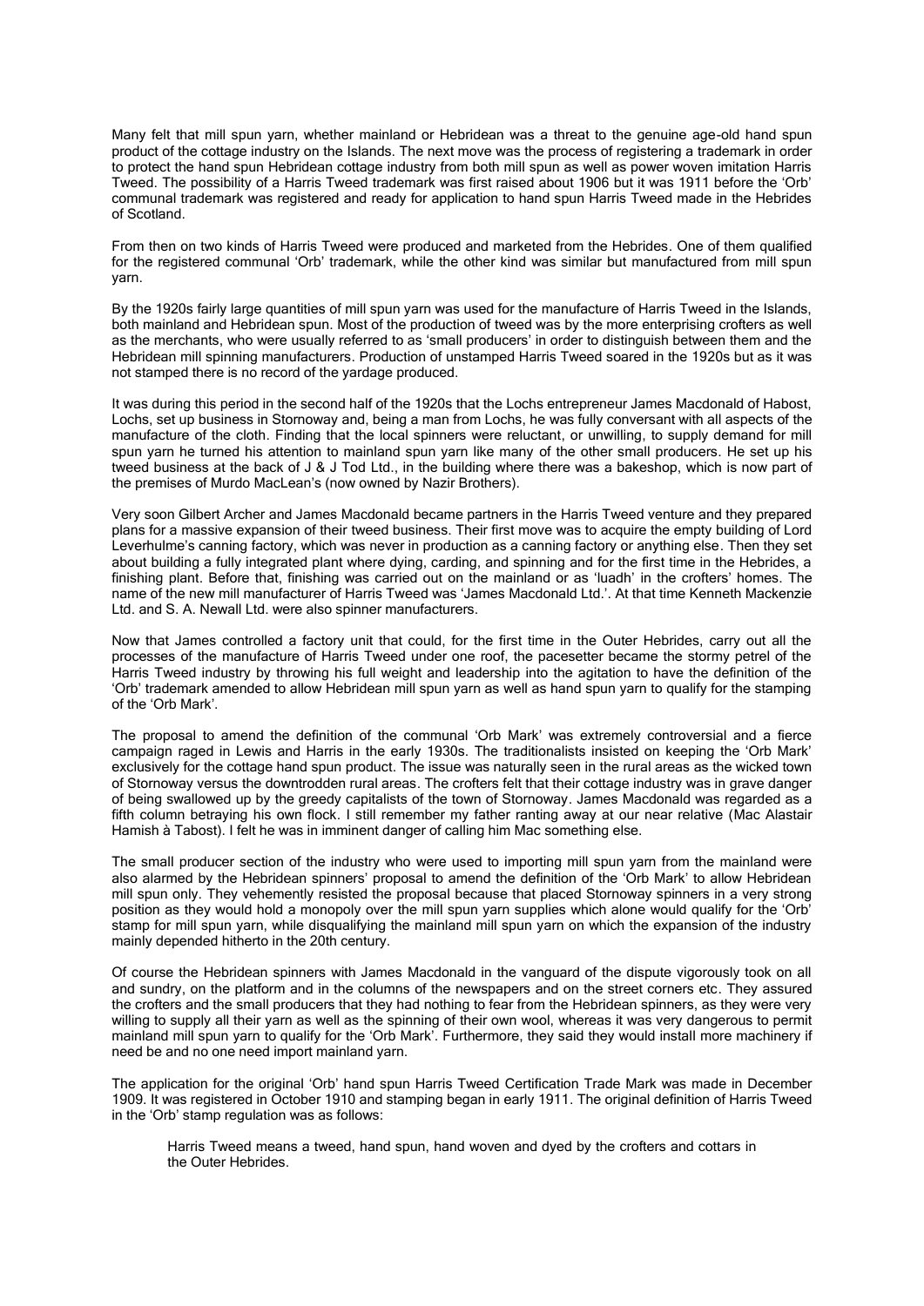Many felt that mill spun yarn, whether mainland or Hebridean was a threat to the genuine age-old hand spun product of the cottage industry on the Islands. The next move was the process of registering a trademark in order to protect the hand spun Hebridean cottage industry from both mill spun as well as power woven imitation Harris Tweed. The possibility of a Harris Tweed trademark was first raised about 1906 but it was 1911 before the 'Orb' communal trademark was registered and ready for application to hand spun Harris Tweed made in the Hebrides of Scotland.

From then on two kinds of Harris Tweed were produced and marketed from the Hebrides. One of them qualified for the registered communal 'Orb' trademark, while the other kind was similar but manufactured from mill spun yarn.

By the 1920s fairly large quantities of mill spun yarn was used for the manufacture of Harris Tweed in the Islands, both mainland and Hebridean spun. Most of the production of tweed was by the more enterprising crofters as well as the merchants, who were usually referred to as 'small producers' in order to distinguish between them and the Hebridean mill spinning manufacturers. Production of unstamped Harris Tweed soared in the 1920s but as it was not stamped there is no record of the yardage produced.

It was during this period in the second half of the 1920s that the Lochs entrepreneur James Macdonald of Habost, Lochs, set up business in Stornoway and, being a man from Lochs, he was fully conversant with all aspects of the manufacture of the cloth. Finding that the local spinners were reluctant, or unwilling, to supply demand for mill spun yarn he turned his attention to mainland spun yarn like many of the other small producers. He set up his tweed business at the back of J & J Tod Ltd., in the building where there was a bakeshop, which is now part of the premises of Murdo MacLean's (now owned by Nazir Brothers).

Very soon Gilbert Archer and James Macdonald became partners in the Harris Tweed venture and they prepared plans for a massive expansion of their tweed business. Their first move was to acquire the empty building of Lord Leverhulme's canning factory, which was never in production as a canning factory or anything else. Then they set about building a fully integrated plant where dying, carding, and spinning and for the first time in the Hebrides, a finishing plant. Before that, finishing was carried out on the mainland or as 'luadh' in the crofters' homes. The name of the new mill manufacturer of Harris Tweed was 'James Macdonald Ltd.'. At that time Kenneth Mackenzie Ltd. and S. A. Newall Ltd. were also spinner manufacturers.

Now that James controlled a factory unit that could, for the first time in the Outer Hebrides, carry out all the processes of the manufacture of Harris Tweed under one roof, the pacesetter became the stormy petrel of the Harris Tweed industry by throwing his full weight and leadership into the agitation to have the definition of the 'Orb' trademark amended to allow Hebridean mill spun yarn as well as hand spun yarn to qualify for the stamping of the 'Orb Mark'.

The proposal to amend the definition of the communal 'Orb Mark' was extremely controversial and a fierce campaign raged in Lewis and Harris in the early 1930s. The traditionalists insisted on keeping the 'Orb Mark' exclusively for the cottage hand spun product. The issue was naturally seen in the rural areas as the wicked town of Stornoway versus the downtrodden rural areas. The crofters felt that their cottage industry was in grave danger of being swallowed up by the greedy capitalists of the town of Stornoway. James Macdonald was regarded as a fifth column betraying his own flock. I still remember my father ranting away at our near relative (Mac Alastair Hamish à Tabost). I felt he was in imminent danger of calling him Mac something else.

The small producer section of the industry who were used to importing mill spun yarn from the mainland were also alarmed by the Hebridean spinners' proposal to amend the definition of the 'Orb Mark' to allow Hebridean mill spun only. They vehemently resisted the proposal because that placed Stornoway spinners in a very strong position as they would hold a monopoly over the mill spun yarn supplies which alone would qualify for the 'Orb' stamp for mill spun yarn, while disqualifying the mainland mill spun yarn on which the expansion of the industry mainly depended hitherto in the 20th century.

Of course the Hebridean spinners with James Macdonald in the vanguard of the dispute vigorously took on all and sundry, on the platform and in the columns of the newspapers and on the street corners etc. They assured the crofters and the small producers that they had nothing to fear from the Hebridean spinners, as they were very willing to supply all their yarn as well as the spinning of their own wool, whereas it was very dangerous to permit mainland mill spun yarn to qualify for the 'Orb Mark'. Furthermore, they said they would install more machinery if need be and no one need import mainland yarn.

The application for the original 'Orb' hand spun Harris Tweed Certification Trade Mark was made in December 1909. It was registered in October 1910 and stamping began in early 1911. The original definition of Harris Tweed in the 'Orb' stamp regulation was as follows:

> Harris Tweed means a tweed, hand spun, hand woven and dyed by the crofters and cottars in the Outer Hebrides.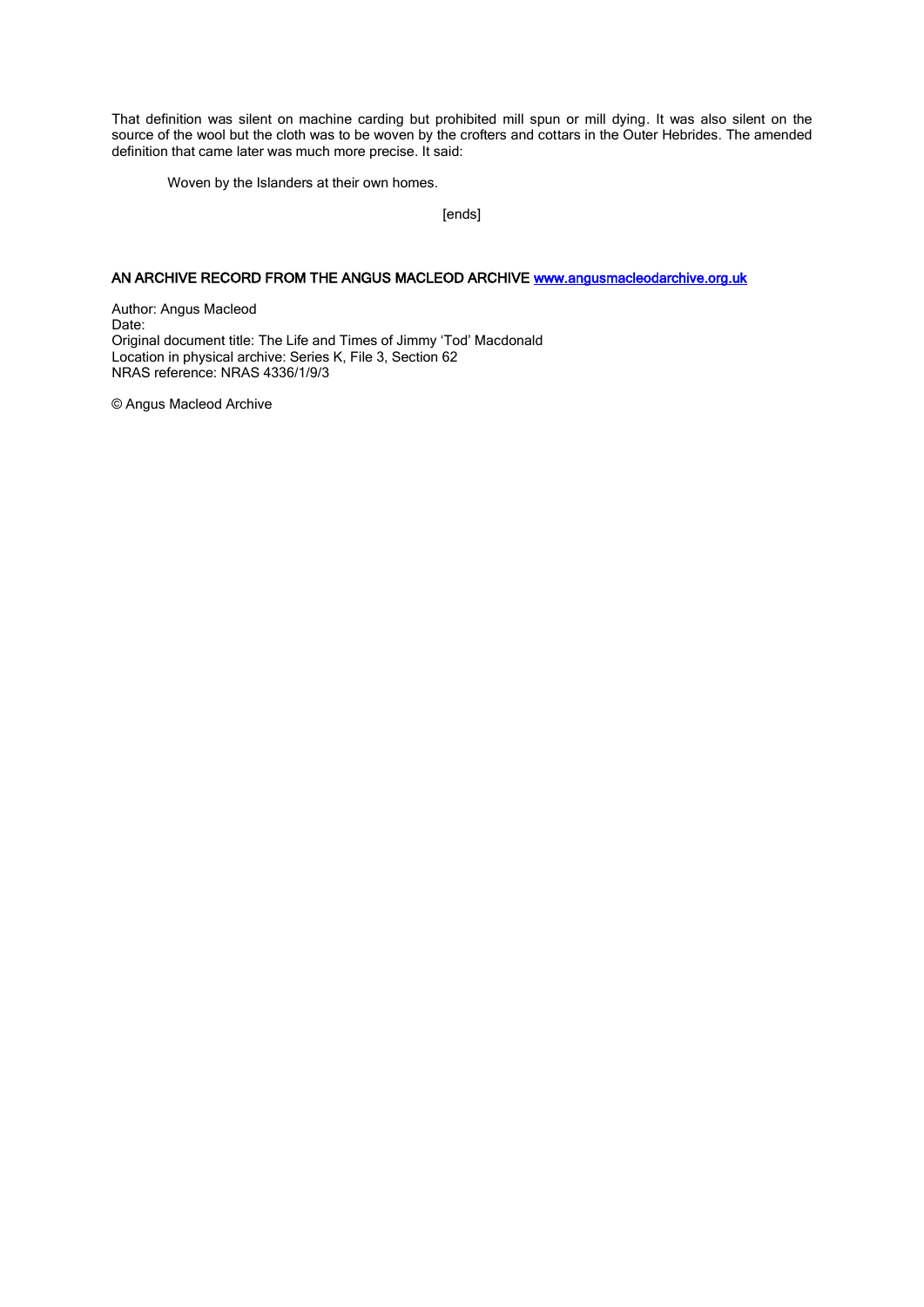That definition was silent on machine carding but prohibited mill spun or mill dying. It was also silent on the source of the wool but the cloth was to be woven by the crofters and cottars in the Outer Hebrides. The amended definition that came later was much more precise. It said:

> Woven by the Islanders at their own homes.

[ends]

**AN ARCHIVE RECORD FROM THE ANGUS MACLEOD ARCHIVE [www.angusmacleodarchive.org.uk](http://www.angusmacleodarchive.org.uk)**

Author: Angus Macleod
Date:
Original document title: The Life and Times of Jimmy 'Tod' Macdonald
Location in physical archive: Series K, File 3, Section 62
NRAS reference: NRAS 4336/1/9/3

© Angus Macleod Archive